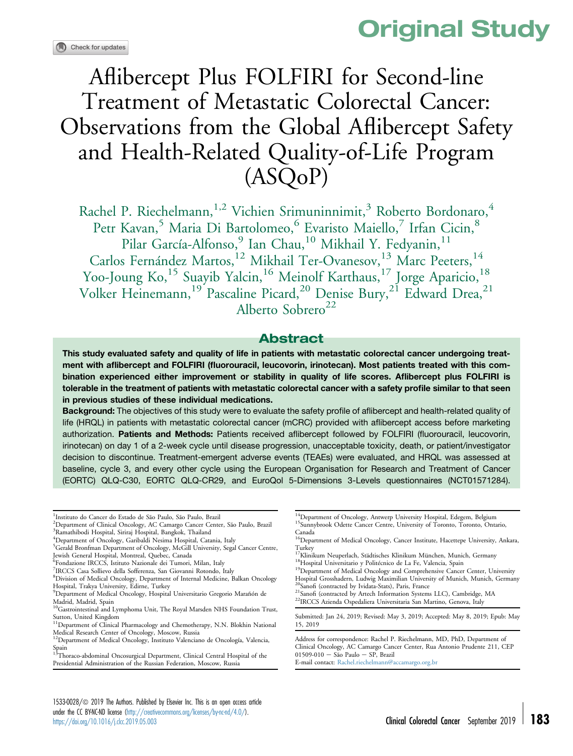Original Study

# Aflibercept Plus FOLFIRI for Second-line Treatment of Metastatic Colorectal Cancer: Observations from the Global Aflibercept Safety and Health-Related Quality-of-Life Program (ASQoP)

Rachel P. Riechelmann,[1,2] Vichien Srimuninnimit,[3] Roberto Bordonaro,[4] Petr Kavan,[5] Maria Di Bartolomeo,[6] Evaristo Maiello,[7] Irfan Cicin,[8] Pilar García-Alfonso,[9] Ian Chau,[10] Mikhail Y. Fedyanin,[11] Carlos Fernández Martos,[12] Mikhail Ter-Ovanesov,[13] Marc Peeters,[14] Yoo-Joung Ko,[15] Suayib Yalcin,[16] Meinolf Karthaus,[17] Jorge Aparicio,[18] Volker Heinemann,[19] Pascaline Picard,[20] Denise Bury,[21] Edward Drea,[21] Alberto Sobrero[22]

## Abstract

**This study evaluated safety and quality of life in patients with metastatic colorectal cancer undergoing treatment with aflibercept and FOLFIRI (fluorouracil, leucovorin, irinotecan). Most patients treated with this combination experienced either improvement or stability in quality of life scores. Aflibercept plus FOLFIRI is tolerable in the treatment of patients with metastatic colorectal cancer with a safety profile similar to that seen in previous studies of these individual medications.**

**Background:** The objectives of this study were to evaluate the safety profile of aflibercept and health-related quality of life (HRQL) in patients with metastatic colorectal cancer (mCRC) provided with aflibercept access before marketing authorization. **Patients and Methods:** Patients received aflibercept followed by FOLFIRI (fluorouracil, leucovorin, irinotecan) on day 1 of a 2-week cycle until disease progression, unacceptable toxicity, death, or patient/investigator decision to discontinue. Treatment-emergent adverse events (TEAEs) were evaluated, and HRQL was assessed at baseline, cycle 3, and every other cycle using the European Organisation for Research and Treatment of Cancer (EORTC) QLQ-C30, EORTC QLQ-CR29, and EuroQol 5-Dimensions 3-Levels questionnaires (NCT01571284).

[1]Instituto do Cancer do Estado de São Paulo, São Paulo, Brazil
[2]Department of Clinical Oncology, AC Camargo Cancer Center, São Paulo, Brazil
[3]Ramathibodi Hospital, Siriraj Hospital, Bangkok, Thailand
[4]Department of Oncology, Garibaldi Nesima Hospital, Catania, Italy
[5]Gerald Bronfman Department of Oncology, McGill University, Segal Cancer Centre, Jewish General Hospital, Montreal, Quebec, Canada
[6]Fondazione IRCCS, Istituto Nazionale dei Tumori, Milan, Italy
[7]IRCCS Casa Sollievo della Sofferenza, San Giovanni Rotondo, Italy
[8]Division of Medical Oncology, Department of Internal Medicine, Balkan Oncology Hospital, Trakya University, Edirne, Turkey
[9]Department of Medical Oncology, Hospital Universitario Gregorio Marañón de Madrid, Madrid, Spain
[10]Gastrointestinal and Lymphoma Unit, The Royal Marsden NHS Foundation Trust, Sutton, United Kingdom
[11]Department of Clinical Pharmacology and Chemotherapy, N.N. Blokhin National Medical Research Center of Oncology, Moscow, Russia
[12]Department of Medical Oncology, Instituto Valenciano de Oncología, Valencia, Spain
[13]Thoraco-abdominal Oncosurgical Department, Clinical Central Hospital of the Presidential Administration of the Russian Federation, Moscow, Russia
[14]Department of Oncology, Antwerp University Hospital, Edegem, Belgium
[15]Sunnybrook Odette Cancer Centre, University of Toronto, Toronto, Ontario, Canada
[16]Department of Medical Oncology, Cancer Institute, Hacettepe University, Ankara, Turkey
[17]Klinikum Neuperlach, Städtisches Klinikum München, Munich, Germany
[18]Hospital Universitario y Politécnico de La Fe, Valencia, Spain
[19]Department of Medical Oncology and Comprehensive Cancer Center, University Hospital Grosshadern, Ludwig Maximilian University of Munich, Munich, Germany
[20]Sanofi (contracted by Ividata-Stats), Paris, France
[21]Sanofi (contracted by Artech Information Systems LLC), Cambridge, MA
[22]IRCCS Azienda Ospedaliera Universitaria San Martino, Genova, Italy

Submitted: Jan 24, 2019; Revised: May 3, 2019; Accepted: May 8, 2019; Epub: May 15, 2019

Address for correspondence: Rachel P. Riechelmann, MD, PhD, Department of Clinical Oncology, AC Camargo Cancer Center, Rua Antonio Prudente 211, CEP 01509-010 — São Paulo — SP, Brazil
E-mail contact: Rachel.riechelmann@accamargo.org.br

1533-0028/© 2019 The Authors. Published by Elsevier Inc. This is an open access article under the CC BY-NC-ND license (http://creativecommons.org/licenses/by-nc-nd/4.0/).
https://doi.org/10.1016/j.clcc.2019.05.003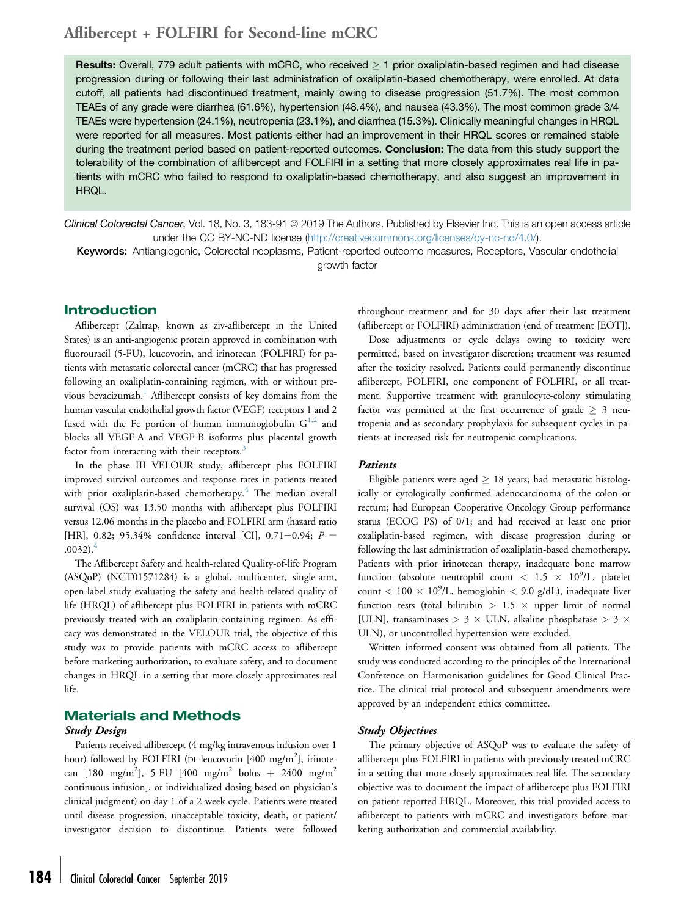**Results:** Overall, 779 adult patients with mCRC, who received ≥ 1 prior oxaliplatin-based regimen and had disease progression during or following their last administration of oxaliplatin-based chemotherapy, were enrolled. At data cutoff, all patients had discontinued treatment, mainly owing to disease progression (51.7%). The most common TEAEs of any grade were diarrhea (61.6%), hypertension (48.4%), and nausea (43.3%). The most common grade 3/4 TEAEs were hypertension (24.1%), neutropenia (23.1%), and diarrhea (15.3%). Clinically meaningful changes in HRQL were reported for all measures. Most patients either had an improvement in their HRQL scores or remained stable during the treatment period based on patient-reported outcomes. **Conclusion:** The data from this study support the tolerability of the combination of aflibercept and FOLFIRI in a setting that more closely approximates real life in patients with mCRC who failed to respond to oxaliplatin-based chemotherapy, and also suggest an improvement in HRQL.

*Clinical Colorectal Cancer,* Vol. 18, No. 3, 183-91 © 2019 The Authors. Published by Elsevier Inc. This is an open access article under the CC BY-NC-ND license (http://creativecommons.org/licenses/by-nc-nd/4.0/).

**Keywords:** Antiangiogenic, Colorectal neoplasms, Patient-reported outcome measures, Receptors, Vascular endothelial growth factor

## Introduction

Aflibercept (Zaltrap, known as ziv-aflibercept in the United States) is an anti-angiogenic protein approved in combination with fluorouracil (5-FU), leucovorin, and irinotecan (FOLFIRI) for patients with metastatic colorectal cancer (mCRC) that has progressed following an oxaliplatin-containing regimen, with or without previous bevacizumab.[1] Aflibercept consists of key domains from the human vascular endothelial growth factor (VEGF) receptors 1 and 2 fused with the Fc portion of human immunoglobulin G[1,2] and blocks all VEGF-A and VEGF-B isoforms plus placental growth factor from interacting with their receptors.[3]

In the phase III VELOUR study, aflibercept plus FOLFIRI improved survival outcomes and response rates in patients treated with prior oxaliplatin-based chemotherapy.[4] The median overall survival (OS) was 13.50 months with aflibercept plus FOLFIRI versus 12.06 months in the placebo and FOLFIRI arm (hazard ratio [HR], 0.82; 95.34% confidence interval [CI], 0.71−0.94; $P = .0032$).[4]

The Aflibercept Safety and health-related Quality-of-life Program (ASQoP) (NCT01571284) is a global, multicenter, single-arm, open-label study evaluating the safety and health-related quality of life (HRQL) of aflibercept plus FOLFIRI in patients with mCRC previously treated with an oxaliplatin-containing regimen. As efficacy was demonstrated in the VELOUR trial, the objective of this study was to provide patients with mCRC access to aflibercept before marketing authorization, to evaluate safety, and to document changes in HRQL in a setting that more closely approximates real life.

## Materials and Methods

### *Study Design*

Patients received aflibercept (4 mg/kg intravenous infusion over 1 hour) followed by FOLFIRI (DL-leucovorin [400 mg/m$^2$], irinotecan [180 mg/m$^2$], 5-FU [400 mg/m$^2$ bolus + 2400 mg/m$^2$ continuous infusion], or individualized dosing based on physician's clinical judgment) on day 1 of a 2-week cycle. Patients were treated until disease progression, unacceptable toxicity, death, or patient/investigator decision to discontinue. Patients were followed throughout treatment and for 30 days after their last treatment (aflibercept or FOLFIRI) administration (end of treatment [EOT]).

Dose adjustments or cycle delays owing to toxicity were permitted, based on investigator discretion; treatment was resumed after the toxicity resolved. Patients could permanently discontinue aflibercept, FOLFIRI, one component of FOLFIRI, or all treatment. Supportive treatment with granulocyte-colony stimulating factor was permitted at the first occurrence of grade ≥ 3 neutropenia and as secondary prophylaxis for subsequent cycles in patients at increased risk for neutropenic complications.

### *Patients*

Eligible patients were aged ≥ 18 years; had metastatic histologically or cytologically confirmed adenocarcinoma of the colon or rectum; had European Cooperative Oncology Group performance status (ECOG PS) of 0/1; and had received at least one prior oxaliplatin-based regimen, with disease progression during or following the last administration of oxaliplatin-based chemotherapy. Patients with prior irinotecan therapy, inadequate bone marrow function (absolute neutrophil count $< 1.5 \times 10^9$/L, platelet count $< 100 \times 10^9$/L, hemoglobin < 9.0 g/dL), inadequate liver function tests (total bilirubin > 1.5 × upper limit of normal [ULN], transaminases > 3 × ULN, alkaline phosphatase > 3 × ULN), or uncontrolled hypertension were excluded.

Written informed consent was obtained from all patients. The study was conducted according to the principles of the International Conference on Harmonisation guidelines for Good Clinical Practice. The clinical trial protocol and subsequent amendments were approved by an independent ethics committee.

### *Study Objectives*

The primary objective of ASQoP was to evaluate the safety of aflibercept plus FOLFIRI in patients with previously treated mCRC in a setting that more closely approximates real life. The secondary objective was to document the impact of aflibercept plus FOLFIRI on patient-reported HRQL. Moreover, this trial provided access to aflibercept to patients with mCRC and investigators before marketing authorization and commercial availability.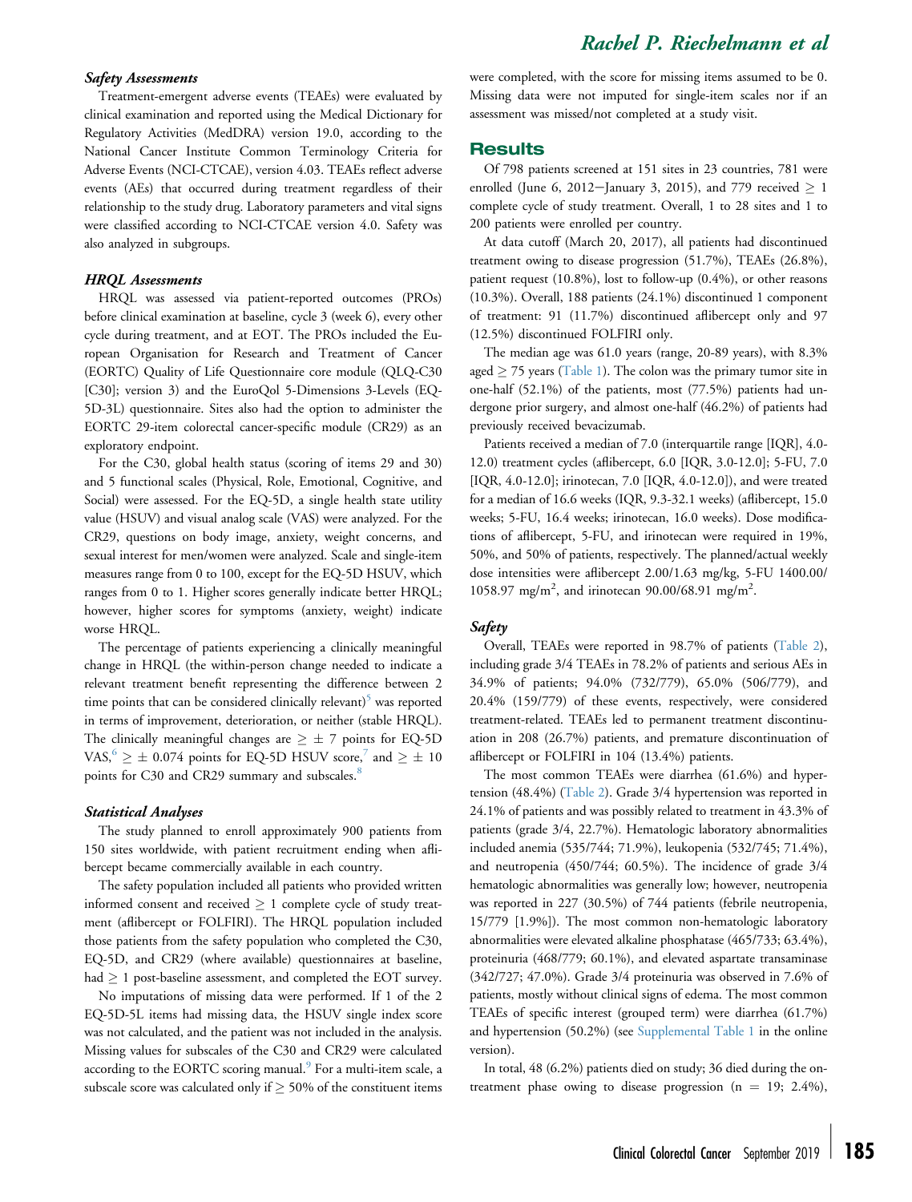### Safety Assessments

Treatment-emergent adverse events (TEAEs) were evaluated by clinical examination and reported using the Medical Dictionary for Regulatory Activities (MedDRA) version 19.0, according to the National Cancer Institute Common Terminology Criteria for Adverse Events (NCI-CTCAE), version 4.03. TEAEs reflect adverse events (AEs) that occurred during treatment regardless of their relationship to the study drug. Laboratory parameters and vital signs were classified according to NCI-CTCAE version 4.0. Safety was also analyzed in subgroups.

### HRQL Assessments

HRQL was assessed via patient-reported outcomes (PROs) before clinical examination at baseline, cycle 3 (week 6), every other cycle during treatment, and at EOT. The PROs included the European Organisation for Research and Treatment of Cancer (EORTC) Quality of Life Questionnaire core module (QLQ-C30 [C30]; version 3) and the EuroQol 5-Dimensions 3-Levels (EQ-5D-3L) questionnaire. Sites also had the option to administer the EORTC 29-item colorectal cancer-specific module (CR29) as an exploratory endpoint.

For the C30, global health status (scoring of items 29 and 30) and 5 functional scales (Physical, Role, Emotional, Cognitive, and Social) were assessed. For the EQ-5D, a single health state utility value (HSUV) and visual analog scale (VAS) were analyzed. For the CR29, questions on body image, anxiety, weight concerns, and sexual interest for men/women were analyzed. Scale and single-item measures range from 0 to 100, except for the EQ-5D HSUV, which ranges from 0 to 1. Higher scores generally indicate better HRQL; however, higher scores for symptoms (anxiety, weight) indicate worse HRQL.

The percentage of patients experiencing a clinically meaningful change in HRQL (the within-person change needed to indicate a relevant treatment benefit representing the difference between 2 time points that can be considered clinically relevant)[5] was reported in terms of improvement, deterioration, or neither (stable HRQL). The clinically meaningful changes are $\geq \pm 7$ points for EQ-5D VAS,[6] $\geq \pm 0.074$ points for EQ-5D HSUV score,[7] and $\geq \pm 10$ points for C30 and CR29 summary and subscales.[8]

### Statistical Analyses

The study planned to enroll approximately 900 patients from 150 sites worldwide, with patient recruitment ending when aflibercept became commercially available in each country.

The safety population included all patients who provided written informed consent and received $\geq 1$ complete cycle of study treatment (aflibercept or FOLFIRI). The HRQL population included those patients from the safety population who completed the C30, EQ-5D, and CR29 (where available) questionnaires at baseline, had $\geq 1$ post-baseline assessment, and completed the EOT survey.

No imputations of missing data were performed. If 1 of the 2 EQ-5D-5L items had missing data, the HSUV single index score was not calculated, and the patient was not included in the analysis. Missing values for subscales of the C30 and CR29 were calculated according to the EORTC scoring manual.[9] For a multi-item scale, a subscale score was calculated only if $\geq 50\%$ of the constituent items were completed, with the score for missing items assumed to be 0. Missing data were not imputed for single-item scales nor if an assessment was missed/not completed at a study visit.

## Results

Of 798 patients screened at 151 sites in 23 countries, 781 were enrolled (June 6, 2012–January 3, 2015), and 779 received $\geq 1$ complete cycle of study treatment. Overall, 1 to 28 sites and 1 to 200 patients were enrolled per country.

At data cutoff (March 20, 2017), all patients had discontinued treatment owing to disease progression (51.7%), TEAEs (26.8%), patient request (10.8%), lost to follow-up (0.4%), or other reasons (10.3%). Overall, 188 patients (24.1%) discontinued 1 component of treatment: 91 (11.7%) discontinued aflibercept only and 97 (12.5%) discontinued FOLFIRI only.

The median age was 61.0 years (range, 20-89 years), with 8.3% aged $\geq 75$ years (Table 1). The colon was the primary tumor site in one-half (52.1%) of the patients, most (77.5%) patients had undergone prior surgery, and almost one-half (46.2%) of patients had previously received bevacizumab.

Patients received a median of 7.0 (interquartile range [IQR], 4.0-12.0) treatment cycles (aflibercept, 6.0 [IQR, 3.0-12.0]; 5-FU, 7.0 [IQR, 4.0-12.0]; irinotecan, 7.0 [IQR, 4.0-12.0]), and were treated for a median of 16.6 weeks (IQR, 9.3-32.1 weeks) (aflibercept, 15.0 weeks; 5-FU, 16.4 weeks; irinotecan, 16.0 weeks). Dose modifications of aflibercept, 5-FU, and irinotecan were required in 19%, 50%, and 50% of patients, respectively. The planned/actual weekly dose intensities were aflibercept 2.00/1.63 mg/kg, 5-FU 1400.00/1058.97 mg/m$^2$, and irinotecan 90.00/68.91 mg/m$^2$.

### Safety

Overall, TEAEs were reported in 98.7% of patients (Table 2), including grade 3/4 TEAEs in 78.2% of patients and serious AEs in 34.9% of patients; 94.0% (732/779), 65.0% (506/779), and 20.4% (159/779) of these events, respectively, were considered treatment-related. TEAEs led to permanent treatment discontinuation in 208 (26.7%) patients, and premature discontinuation of aflibercept or FOLFIRI in 104 (13.4%) patients.

The most common TEAEs were diarrhea (61.6%) and hypertension (48.4%) (Table 2). Grade 3/4 hypertension was reported in 24.1% of patients and was possibly related to treatment in 43.3% of patients (grade 3/4, 22.7%). Hematologic laboratory abnormalities included anemia (535/744; 71.9%), leukopenia (532/745; 71.4%), and neutropenia (450/744; 60.5%). The incidence of grade 3/4 hematologic abnormalities was generally low; however, neutropenia was reported in 227 (30.5%) of 744 patients (febrile neutropenia, 15/779 [1.9%]). The most common non-hematologic laboratory abnormalities were elevated alkaline phosphatase (465/733; 63.4%), proteinuria (468/779; 60.1%), and elevated aspartate transaminase (342/727; 47.0%). Grade 3/4 proteinuria was observed in 7.6% of patients, mostly without clinical signs of edema. The most common TEAEs of specific interest (grouped term) were diarrhea (61.7%) and hypertension (50.2%) (see Supplemental Table 1 in the online version).

In total, 48 (6.2%) patients died on study; 36 died during the on-treatment phase owing to disease progression (n = 19; 2.4%),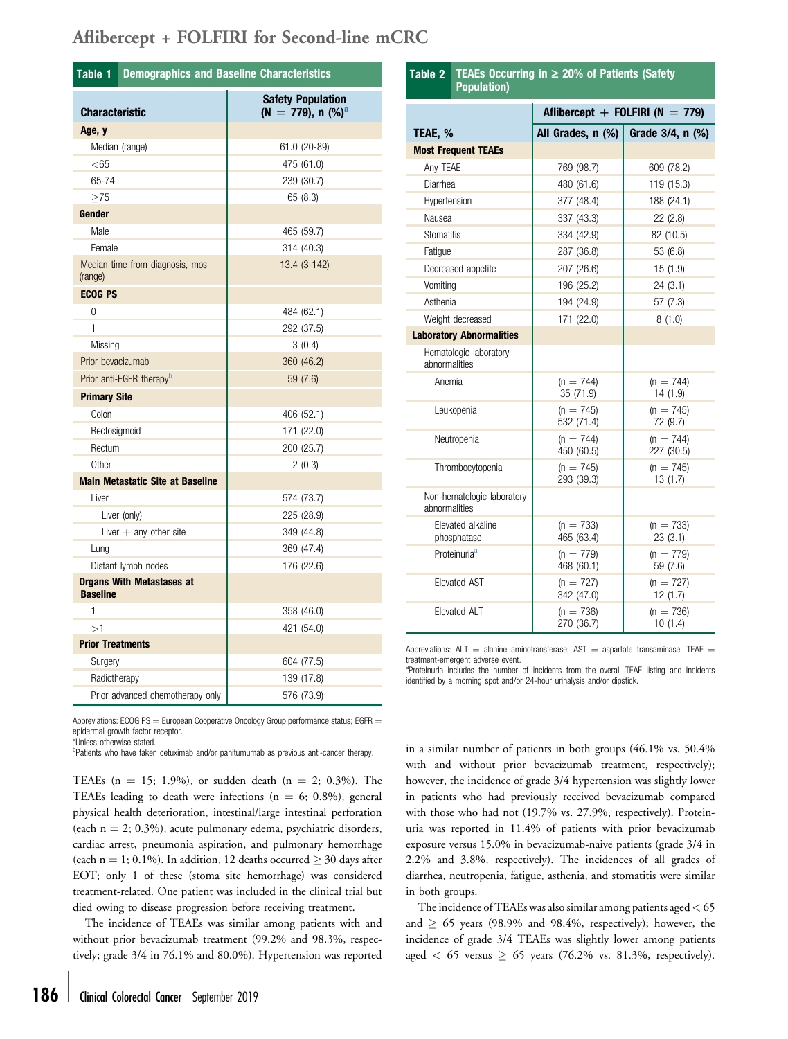**Table 1 Demographics and Baseline Characteristics**

| Characteristic | Safety Population (N = 779), n (%)[a] |
|---|---|
| **Age, y** | |
| Median (range) | 61.0 (20-89) |
| <65 | 475 (61.0) |
| 65-74 | 239 (30.7) |
| ≥75 | 65 (8.3) |
| **Gender** | |
| Male | 465 (59.7) |
| Female | 314 (40.3) |
| Median time from diagnosis, mos (range) | 13.4 (3-142) |
| **ECOG PS** | |
| 0 | 484 (62.1) |
| 1 | 292 (37.5) |
| Missing | 3 (0.4) |
| Prior bevacizumab | 360 (46.2) |
| Prior anti-EGFR therapy[b] | 59 (7.6) |
| **Primary Site** | |
| Colon | 406 (52.1) |
| Rectosigmoid | 171 (22.0) |
| Rectum | 200 (25.7) |
| Other | 2 (0.3) |
| **Main Metastatic Site at Baseline** | |
| Liver | 574 (73.7) |
| Liver (only) | 225 (28.9) |
| Liver + any other site | 349 (44.8) |
| Lung | 369 (47.4) |
| Distant lymph nodes | 176 (22.6) |
| **Organs With Metastases at Baseline** | |
| 1 | 358 (46.0) |
| >1 | 421 (54.0) |
| **Prior Treatments** | |
| Surgery | 604 (77.5) |
| Radiotherapy | 139 (17.8) |
| Prior advanced chemotherapy only | 576 (73.9) |

Abbreviations: ECOG PS = European Cooperative Oncology Group performance status; EGFR = epidermal growth factor receptor.
[a]Unless otherwise stated.
[b]Patients who have taken cetuximab and/or panitumumab as previous anti-cancer therapy.

**Table 2 TEAEs Occurring in ≥ 20% of Patients (Safety Population)**

| | Aflibercept + FOLFIRI (N = 779) | |
|---|---|---|
| TEAE, % | All Grades, n (%) | Grade 3/4, n (%) |
| **Most Frequent TEAEs** | | |
| Any TEAE | 769 (98.7) | 609 (78.2) |
| Diarrhea | 480 (61.6) | 119 (15.3) |
| Hypertension | 377 (48.4) | 188 (24.1) |
| Nausea | 337 (43.3) | 22 (2.8) |
| Stomatitis | 334 (42.9) | 82 (10.5) |
| Fatigue | 287 (36.8) | 53 (6.8) |
| Decreased appetite | 207 (26.6) | 15 (1.9) |
| Vomiting | 196 (25.2) | 24 (3.1) |
| Asthenia | 194 (24.9) | 57 (7.3) |
| Weight decreased | 171 (22.0) | 8 (1.0) |
| **Laboratory Abnormalities** | | |
| Hematologic laboratory abnormalities | | |
| Anemia | (n = 744) 35 (71.9) | (n = 744) 14 (1.9) |
| Leukopenia | (n = 745) 532 (71.4) | (n = 745) 72 (9.7) |
| Neutropenia | (n = 744) 450 (60.5) | (n = 744) 227 (30.5) |
| Thrombocytopenia | (n = 745) 293 (39.3) | (n = 745) 13 (1.7) |
| Non-hematologic laboratory abnormalities | | |
| Elevated alkaline phosphatase | (n = 733) 465 (63.4) | (n = 733) 23 (3.1) |
| Proteinuria[a] | (n = 779) 468 (60.1) | (n = 779) 59 (7.6) |
| Elevated AST | (n = 727) 342 (47.0) | (n = 727) 12 (1.7) |
| Elevated ALT | (n = 736) 270 (36.7) | (n = 736) 10 (1.4) |

Abbreviations: ALT = alanine aminotransferase; AST = aspartate transaminase; TEAE = treatment-emergent adverse event.
[a]Proteinuria includes the number of incidents from the overall TEAE listing and incidents identified by a morning spot and/or 24-hour urinalysis and/or dipstick.

TEAEs (n = 15; 1.9%), or sudden death (n = 2; 0.3%). The TEAEs leading to death were infections (n = 6; 0.8%), general physical health deterioration, intestinal/large intestinal perforation (each n = 2; 0.3%), acute pulmonary edema, psychiatric disorders, cardiac arrest, pneumonia aspiration, and pulmonary hemorrhage (each n = 1; 0.1%). In addition, 12 deaths occurred ≥ 30 days after EOT; only 1 of these (stoma site hemorrhage) was considered treatment-related. One patient was included in the clinical trial but died owing to disease progression before receiving treatment.

The incidence of TEAEs was similar among patients with and without prior bevacizumab treatment (99.2% and 98.3%, respectively; grade 3/4 in 76.1% and 80.0%). Hypertension was reported in a similar number of patients in both groups (46.1% vs. 50.4% with and without prior bevacizumab treatment, respectively); however, the incidence of grade 3/4 hypertension was slightly lower in patients who had previously received bevacizumab compared with those who had not (19.7% vs. 27.9%, respectively). Proteinuria was reported in 11.4% of patients with prior bevacizumab exposure versus 15.0% in bevacizumab-naive patients (grade 3/4 in 2.2% and 3.8%, respectively). The incidences of all grades of diarrhea, neutropenia, fatigue, asthenia, and stomatitis were similar in both groups.

The incidence of TEAEs was also similar among patients aged < 65 and ≥ 65 years (98.9% and 98.4%, respectively); however, the incidence of grade 3/4 TEAEs was slightly lower among patients aged < 65 versus ≥ 65 years (76.2% vs. 81.3%, respectively).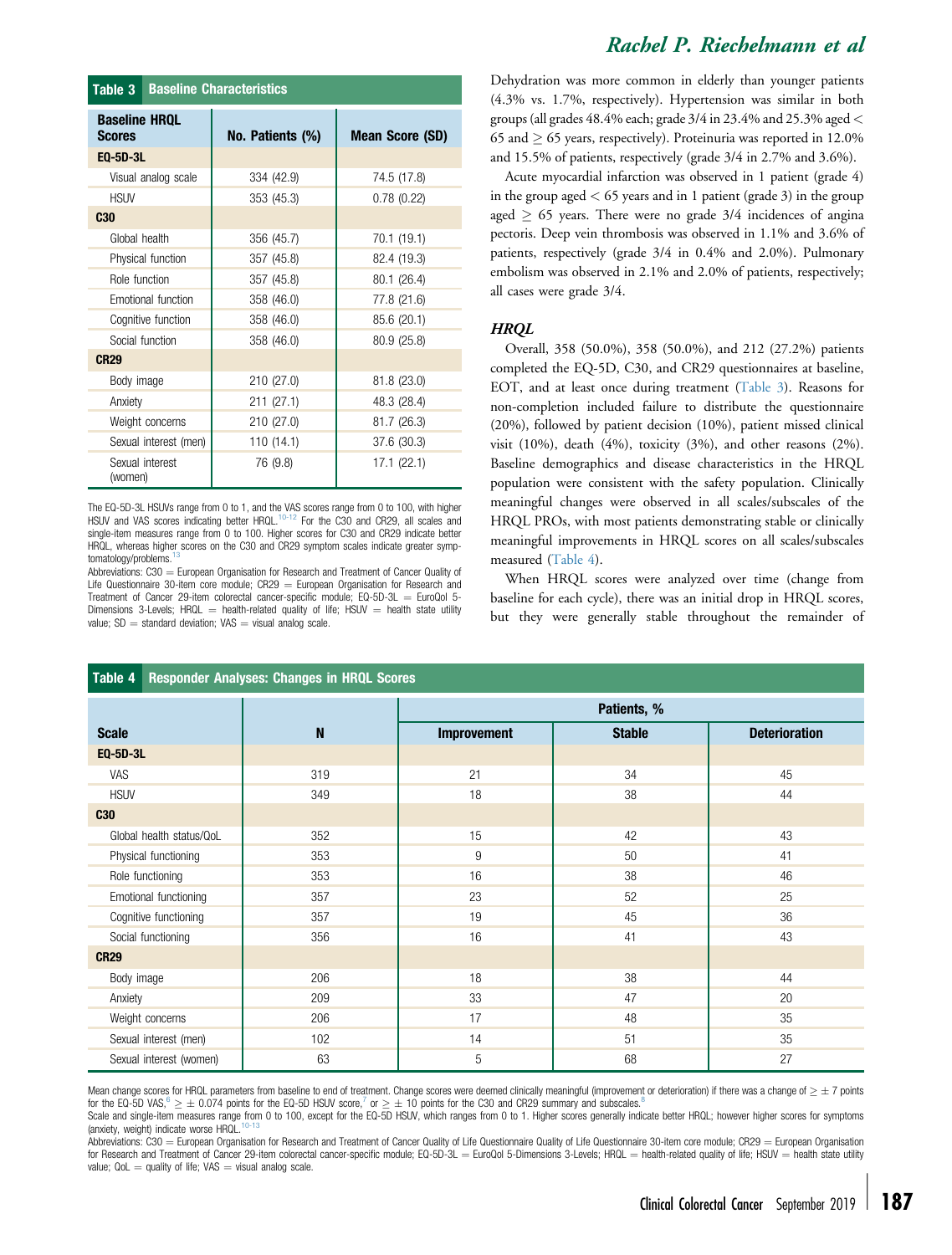| Table 3 Baseline Characteristics | | |
|---|---|---|
| **Baseline HRQL Scores** | **No. Patients (%)** | **Mean Score (SD)** |
| **EQ-5D-3L** | | |
| Visual analog scale | 334 (42.9) | 74.5 (17.8) |
| HSUV | 353 (45.3) | 0.78 (0.22) |
| **C30** | | |
| Global health | 356 (45.7) | 70.1 (19.1) |
| Physical function | 357 (45.8) | 82.4 (19.3) |
| Role function | 357 (45.8) | 80.1 (26.4) |
| Emotional function | 358 (46.0) | 77.8 (21.6) |
| Cognitive function | 358 (46.0) | 85.6 (20.1) |
| Social function | 358 (46.0) | 80.9 (25.8) |
| **CR29** | | |
| Body image | 210 (27.0) | 81.8 (23.0) |
| Anxiety | 211 (27.1) | 48.3 (28.4) |
| Weight concerns | 210 (27.0) | 81.7 (26.3) |
| Sexual interest (men) | 110 (14.1) | 37.6 (30.3) |
| Sexual interest (women) | 76 (9.8) | 17.1 (22.1) |

The EQ-5D-3L HSUVs range from 0 to 1, and the VAS scores range from 0 to 100, with higher HSUV and VAS scores indicating better HRQL.[10-12] For the C30 and CR29, all scales and single-item measures range from 0 to 100. Higher scores for C30 and CR29 indicate better HRQL, whereas higher scores on the C30 and CR29 symptom scales indicate greater symptomatology/problems.[13]

Abbreviations: C30 = European Organisation for Research and Treatment of Cancer Quality of Life Questionnaire 30-item core module; CR29 = European Organisation for Research and Treatment of Cancer 29-item colorectal cancer-specific module; EQ-5D-3L = EuroQol 5-Dimensions 3-Levels; HRQL = health-related quality of life; HSUV = health state utility value; SD = standard deviation; VAS = visual analog scale.

Dehydration was more common in elderly than younger patients (4.3% vs. 1.7%, respectively). Hypertension was similar in both groups (all grades 48.4% each; grade 3/4 in 23.4% and 25.3% aged < 65 and ≥ 65 years, respectively). Proteinuria was reported in 12.0% and 15.5% of patients, respectively (grade 3/4 in 2.7% and 3.6%).

Acute myocardial infarction was observed in 1 patient (grade 4) in the group aged < 65 years and in 1 patient (grade 3) in the group aged ≥ 65 years. There were no grade 3/4 incidences of angina pectoris. Deep vein thrombosis was observed in 1.1% and 3.6% of patients, respectively (grade 3/4 in 0.4% and 2.0%). Pulmonary embolism was observed in 2.1% and 2.0% of patients, respectively; all cases were grade 3/4.

### *HRQL*

Overall, 358 (50.0%), 358 (50.0%), and 212 (27.2%) patients completed the EQ-5D, C30, and CR29 questionnaires at baseline, EOT, and at least once during treatment (Table 3). Reasons for non-completion included failure to distribute the questionnaire (20%), followed by patient decision (10%), patient missed clinical visit (10%), death (4%), toxicity (3%), and other reasons (2%). Baseline demographics and disease characteristics in the HRQL population were consistent with the safety population. Clinically meaningful changes were observed in all scales/subscales of the HRQL PROs, with most patients demonstrating stable or clinically meaningful improvements in HRQL scores on all scales/subscales measured (Table 4).

When HRQL scores were analyzed over time (change from baseline for each cycle), there was an initial drop in HRQL scores, but they were generally stable throughout the remainder of

| Table 4 Responder Analyses: Changes in HRQL Scores | | | | |
|---|---|---|---|---|
| | | **Patients, %** | | |
| **Scale** | **N** | **Improvement** | **Stable** | **Deterioration** |
| **EQ-5D-3L** | | | | |
| VAS | 319 | 21 | 34 | 45 |
| HSUV | 349 | 18 | 38 | 44 |
| **C30** | | | | |
| Global health status/QoL | 352 | 15 | 42 | 43 |
| Physical functioning | 353 | 9 | 50 | 41 |
| Role functioning | 353 | 16 | 38 | 46 |
| Emotional functioning | 357 | 23 | 52 | 25 |
| Cognitive functioning | 357 | 19 | 45 | 36 |
| Social functioning | 356 | 16 | 41 | 43 |
| **CR29** | | | | |
| Body image | 206 | 18 | 38 | 44 |
| Anxiety | 209 | 33 | 47 | 20 |
| Weight concerns | 206 | 17 | 48 | 35 |
| Sexual interest (men) | 102 | 14 | 51 | 35 |
| Sexual interest (women) | 63 | 5 | 68 | 27 |

Mean change scores for HRQL parameters from baseline to end of treatment. Change scores were deemed clinically meaningful (improvement or deterioration) if there was a change of ≥ ± 7 points for the EQ-5D VAS,[6] ≥ ± 0.074 points for the EQ-5D HSUV score,[7] or ≥ ± 10 points for the C30 and CR29 summary and subscales.[8]

Scale and single-item measures range from 0 to 100, except for the EQ-5D HSUV, which ranges from 0 to 1. Higher scores generally indicate better HRQL; however higher scores for symptoms (anxiety, weight) indicate worse HRQL.[10-13]

Abbreviations: C30 = European Organisation for Research and Treatment of Cancer Quality of Life Questionnaire Quality of Life Questionnaire 30-item core module; CR29 = European Organisation for Research and Treatment of Cancer 29-item colorectal cancer-specific module; EQ-5D-3L = EuroQol 5-Dimensions 3-Levels; HRQL = health-related quality of life; HSUV = health state utility value; QoL = quality of life; VAS = visual analog scale.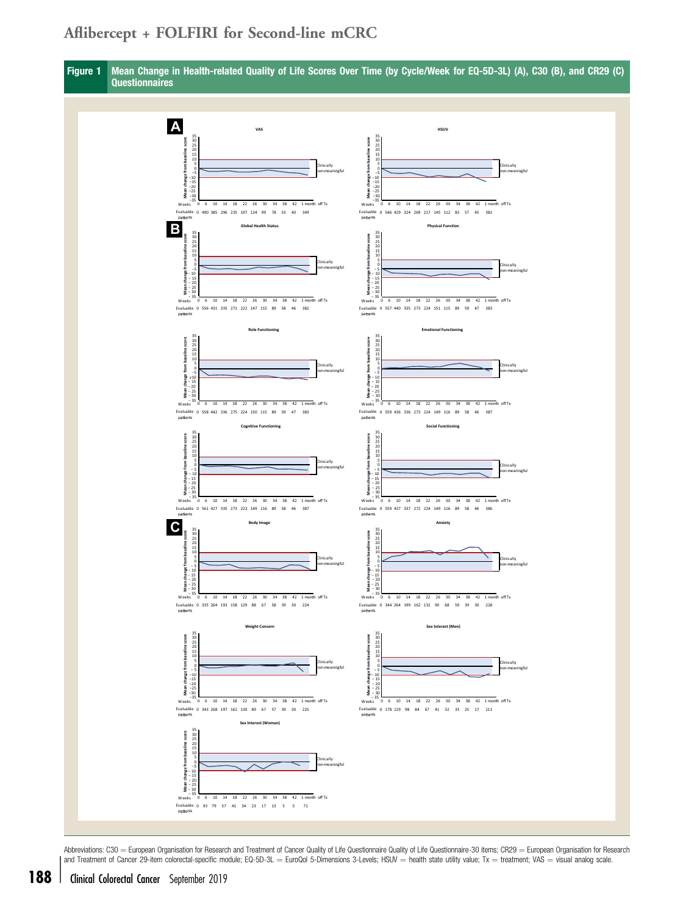Figure 1 Mean Change in Health-related Quality of Life Scores Over Time (by Cycle/Week for EQ-5D-3L) (A), C30 (B), and CR29 (C) Questionnaires

Abbreviations: C30 = European Organisation for Research and Treatment of Cancer Quality of Life Questionnaire Quality of Life Questionnaire-30 items; CR29 = European Organisation for Research and Treatment of Cancer 29-item colorectal-specific module; EQ-5D-3L = EuroQol 5-Dimensions 3-Levels; HSUV = health state utility value; Tx = treatment; VAS = visual analog scale.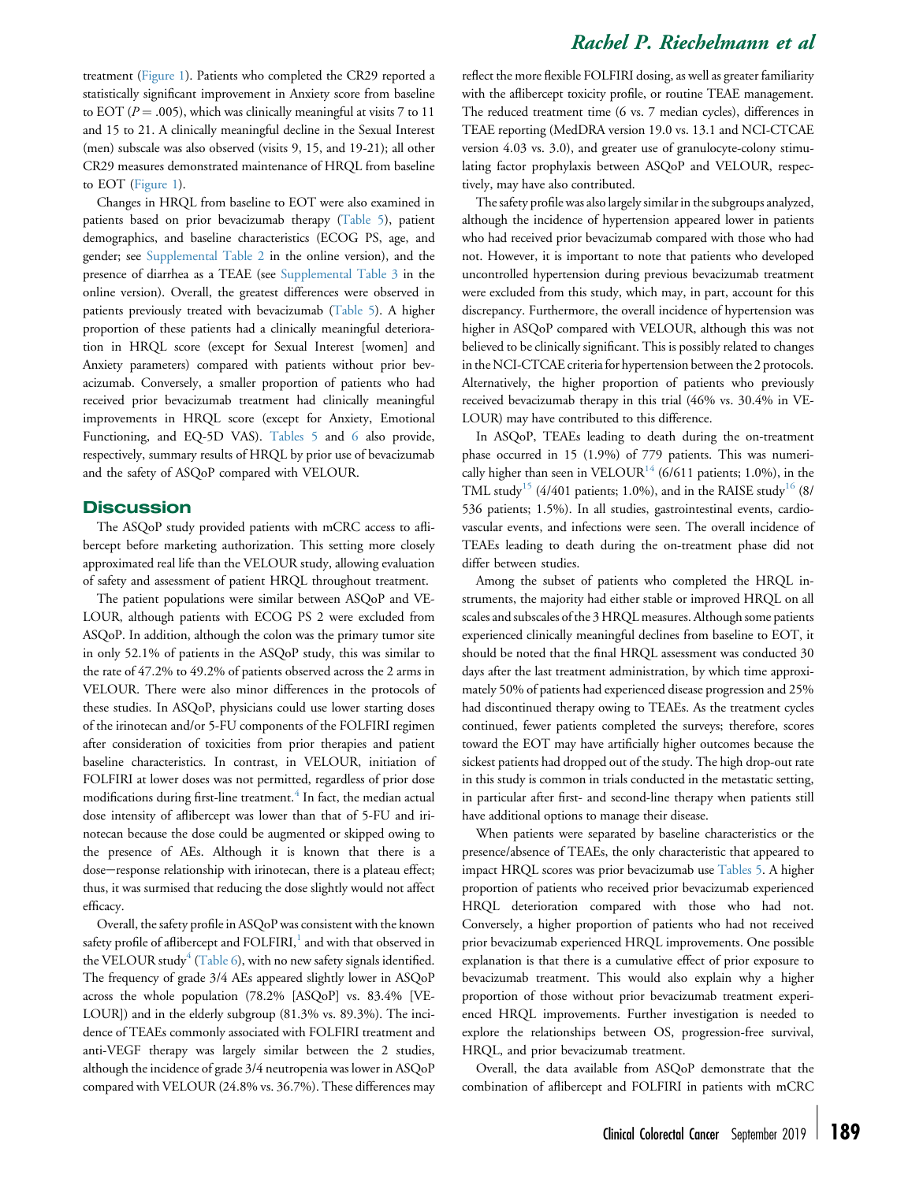treatment (Figure 1). Patients who completed the CR29 reported a statistically significant improvement in Anxiety score from baseline to EOT ($P = .005$), which was clinically meaningful at visits 7 to 11 and 15 to 21. A clinically meaningful decline in the Sexual Interest (men) subscale was also observed (visits 9, 15, and 19-21); all other CR29 measures demonstrated maintenance of HRQL from baseline to EOT (Figure 1).

Changes in HRQL from baseline to EOT were also examined in patients based on prior bevacizumab therapy (Table 5), patient demographics, and baseline characteristics (ECOG PS, age, and gender; see Supplemental Table 2 in the online version), and the presence of diarrhea as a TEAE (see Supplemental Table 3 in the online version). Overall, the greatest differences were observed in patients previously treated with bevacizumab (Table 5). A higher proportion of these patients had a clinically meaningful deterioration in HRQL score (except for Sexual Interest [women] and Anxiety parameters) compared with patients without prior bevacizumab. Conversely, a smaller proportion of patients who had received prior bevacizumab treatment had clinically meaningful improvements in HRQL score (except for Anxiety, Emotional Functioning, and EQ-5D VAS). Tables 5 and 6 also provide, respectively, summary results of HRQL by prior use of bevacizumab and the safety of ASQoP compared with VELOUR.

## Discussion

The ASQoP study provided patients with mCRC access to aflibercept before marketing authorization. This setting more closely approximated real life than the VELOUR study, allowing evaluation of safety and assessment of patient HRQL throughout treatment.

The patient populations were similar between ASQoP and VELOUR, although patients with ECOG PS 2 were excluded from ASQoP. In addition, although the colon was the primary tumor site in only 52.1% of patients in the ASQoP study, this was similar to the rate of 47.2% to 49.2% of patients observed across the 2 arms in VELOUR. There were also minor differences in the protocols of these studies. In ASQoP, physicians could use lower starting doses of the irinotecan and/or 5-FU components of the FOLFIRI regimen after consideration of toxicities from prior therapies and patient baseline characteristics. In contrast, in VELOUR, initiation of FOLFIRI at lower doses was not permitted, regardless of prior dose modifications during first-line treatment.[4] In fact, the median actual dose intensity of aflibercept was lower than that of 5-FU and irinotecan because the dose could be augmented or skipped owing to the presence of AEs. Although it is known that there is a dose—response relationship with irinotecan, there is a plateau effect; thus, it was surmised that reducing the dose slightly would not affect efficacy.

Overall, the safety profile in ASQoP was consistent with the known safety profile of aflibercept and FOLFIRI,[1] and with that observed in the VELOUR study[4] (Table 6), with no new safety signals identified. The frequency of grade 3/4 AEs appeared slightly lower in ASQoP across the whole population (78.2% [ASQoP] vs. 83.4% [VELOUR]) and in the elderly subgroup (81.3% vs. 89.3%). The incidence of TEAEs commonly associated with FOLFIRI treatment and anti-VEGF therapy was largely similar between the 2 studies, although the incidence of grade 3/4 neutropenia was lower in ASQoP compared with VELOUR (24.8% vs. 36.7%). These differences may reflect the more flexible FOLFIRI dosing, as well as greater familiarity with the aflibercept toxicity profile, or routine TEAE management. The reduced treatment time (6 vs. 7 median cycles), differences in TEAE reporting (MedDRA version 19.0 vs. 13.1 and NCI-CTCAE version 4.03 vs. 3.0), and greater use of granulocyte-colony stimulating factor prophylaxis between ASQoP and VELOUR, respectively, may have also contributed.

The safety profile was also largely similar in the subgroups analyzed, although the incidence of hypertension appeared lower in patients who had received prior bevacizumab compared with those who had not. However, it is important to note that patients who developed uncontrolled hypertension during previous bevacizumab treatment were excluded from this study, which may, in part, account for this discrepancy. Furthermore, the overall incidence of hypertension was higher in ASQoP compared with VELOUR, although this was not believed to be clinically significant. This is possibly related to changes in the NCI-CTCAE criteria for hypertension between the 2 protocols. Alternatively, the higher proportion of patients who previously received bevacizumab therapy in this trial (46% vs. 30.4% in VELOUR) may have contributed to this difference.

In ASQoP, TEAEs leading to death during the on-treatment phase occurred in 15 (1.9%) of 779 patients. This was numerically higher than seen in VELOUR[14] (6/611 patients; 1.0%), in the TML study[15] (4/401 patients; 1.0%), and in the RAISE study[16] (8/536 patients; 1.5%). In all studies, gastrointestinal events, cardiovascular events, and infections were seen. The overall incidence of TEAEs leading to death during the on-treatment phase did not differ between studies.

Among the subset of patients who completed the HRQL instruments, the majority had either stable or improved HRQL on all scales and subscales of the 3 HRQL measures. Although some patients experienced clinically meaningful declines from baseline to EOT, it should be noted that the final HRQL assessment was conducted 30 days after the last treatment administration, by which time approximately 50% of patients had experienced disease progression and 25% had discontinued therapy owing to TEAEs. As the treatment cycles continued, fewer patients completed the surveys; therefore, scores toward the EOT may have artificially higher outcomes because the sickest patients had dropped out of the study. The high drop-out rate in this study is common in trials conducted in the metastatic setting, in particular after first- and second-line therapy when patients still have additional options to manage their disease.

When patients were separated by baseline characteristics or the presence/absence of TEAEs, the only characteristic that appeared to impact HRQL scores was prior bevacizumab use Tables 5. A higher proportion of patients who received prior bevacizumab experienced HRQL deterioration compared with those who had not. Conversely, a higher proportion of patients who had not received prior bevacizumab experienced HRQL improvements. One possible explanation is that there is a cumulative effect of prior exposure to bevacizumab treatment. This would also explain why a higher proportion of those without prior bevacizumab treatment experienced HRQL improvements. Further investigation is needed to explore the relationships between OS, progression-free survival, HRQL, and prior bevacizumab treatment.

Overall, the data available from ASQoP demonstrate that the combination of aflibercept and FOLFIRI in patients with mCRC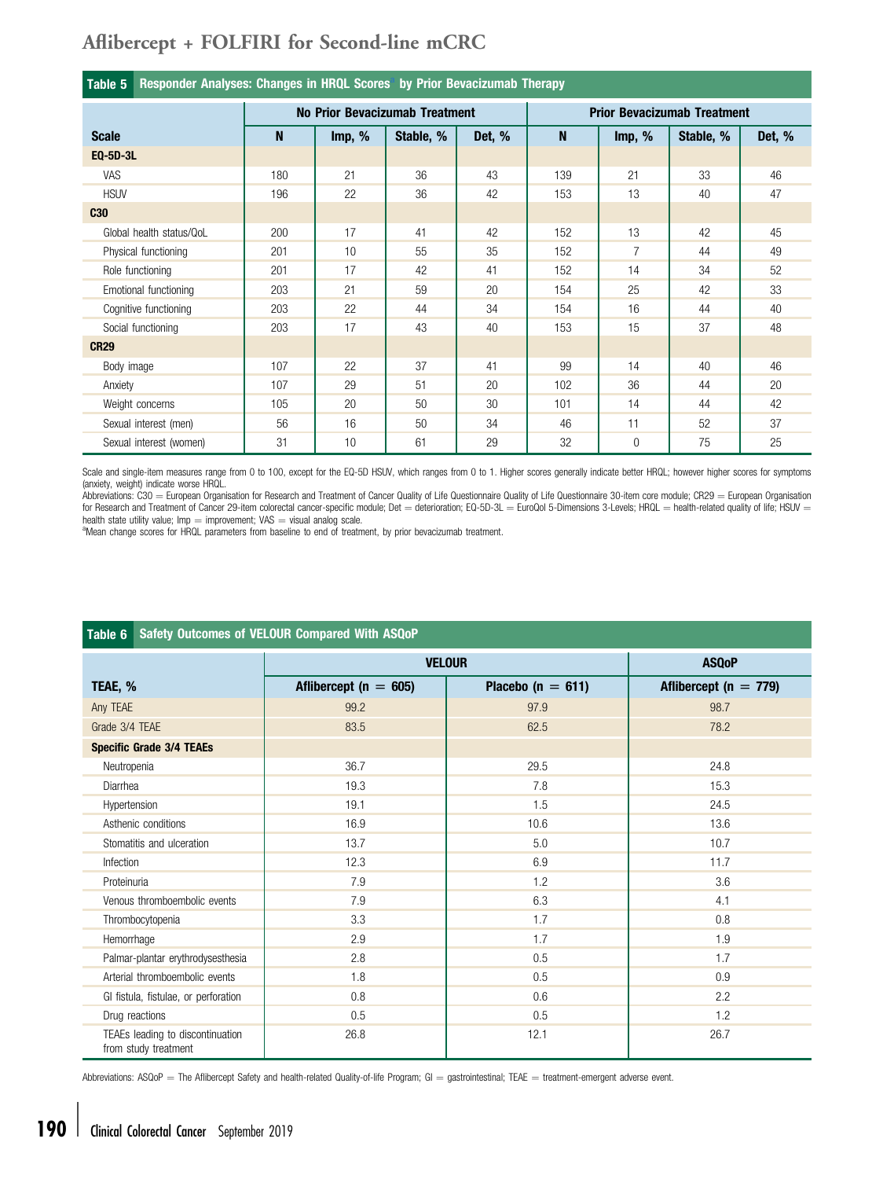**Table 5 Responder Analyses: Changes in HRQL Scores[a] by Prior Bevacizumab Therapy**

| | No Prior Bevacizumab Treatment | | | | Prior Bevacizumab Treatment | | | |
|---|---|---|---|---|---|---|---|---|
| **Scale** | **N** | **Imp, %** | **Stable, %** | **Det, %** | **N** | **Imp, %** | **Stable, %** | **Det, %** |
| **EQ-5D-3L** | | | | | | | | |
| VAS | 180 | 21 | 36 | 43 | 139 | 21 | 33 | 46 |
| HSUV | 196 | 22 | 36 | 42 | 153 | 13 | 40 | 47 |
| **C30** | | | | | | | | |
| Global health status/QoL | 200 | 17 | 41 | 42 | 152 | 13 | 42 | 45 |
| Physical functioning | 201 | 10 | 55 | 35 | 152 | 7 | 44 | 49 |
| Role functioning | 201 | 17 | 42 | 41 | 152 | 14 | 34 | 52 |
| Emotional functioning | 203 | 21 | 59 | 20 | 154 | 25 | 42 | 33 |
| Cognitive functioning | 203 | 22 | 44 | 34 | 154 | 16 | 44 | 40 |
| Social functioning | 203 | 17 | 43 | 40 | 153 | 15 | 37 | 48 |
| **CR29** | | | | | | | | |
| Body image | 107 | 22 | 37 | 41 | 99 | 14 | 40 | 46 |
| Anxiety | 107 | 29 | 51 | 20 | 102 | 36 | 44 | 20 |
| Weight concerns | 105 | 20 | 50 | 30 | 101 | 14 | 44 | 42 |
| Sexual interest (men) | 56 | 16 | 50 | 34 | 46 | 11 | 52 | 37 |
| Sexual interest (women) | 31 | 10 | 61 | 29 | 32 | 0 | 75 | 25 |

Scale and single-item measures range from 0 to 100, except for the EQ-5D HSUV, which ranges from 0 to 1. Higher scores generally indicate better HRQL; however higher scores for symptoms (anxiety, weight) indicate worse HRQL.

Abbreviations: C30 = European Organisation for Research and Treatment of Cancer Quality of Life Questionnaire Quality of Life Questionnaire 30-item core module; CR29 = European Organisation for Research and Treatment of Cancer 29-item colorectal cancer-specific module; Det = deterioration; EQ-5D-3L = EuroQol 5-Dimensions 3-Levels; HRQL = health-related quality of life; HSUV = health state utility value; Imp = improvement; VAS = visual analog scale.

[a]Mean change scores for HRQL parameters from baseline to end of treatment, by prior bevacizumab treatment.

**Table 6 Safety Outcomes of VELOUR Compared With ASQoP**

| | VELOUR | | ASQoP |
|---|---|---|---|
| **TEAE, %** | **Aflibercept (n = 605)** | **Placebo (n = 611)** | **Aflibercept (n = 779)** |
| Any TEAE | 99.2 | 97.9 | 98.7 |
| Grade 3/4 TEAE | 83.5 | 62.5 | 78.2 |
| **Specific Grade 3/4 TEAEs** | | | |
| Neutropenia | 36.7 | 29.5 | 24.8 |
| Diarrhea | 19.3 | 7.8 | 15.3 |
| Hypertension | 19.1 | 1.5 | 24.5 |
| Asthenic conditions | 16.9 | 10.6 | 13.6 |
| Stomatitis and ulceration | 13.7 | 5.0 | 10.7 |
| Infection | 12.3 | 6.9 | 11.7 |
| Proteinuria | 7.9 | 1.2 | 3.6 |
| Venous thromboembolic events | 7.9 | 6.3 | 4.1 |
| Thrombocytopenia | 3.3 | 1.7 | 0.8 |
| Hemorrhage | 2.9 | 1.7 | 1.9 |
| Palmar-plantar erythrodysesthesia | 2.8 | 0.5 | 1.7 |
| Arterial thromboembolic events | 1.8 | 0.5 | 0.9 |
| GI fistula, fistulae, or perforation | 0.8 | 0.6 | 2.2 |
| Drug reactions | 0.5 | 0.5 | 1.2 |
| TEAEs leading to discontinuation from study treatment | 26.8 | 12.1 | 26.7 |

Abbreviations: ASQoP = The Aflibercept Safety and health-related Quality-of-life Program; GI = gastrointestinal; TEAE = treatment-emergent adverse event.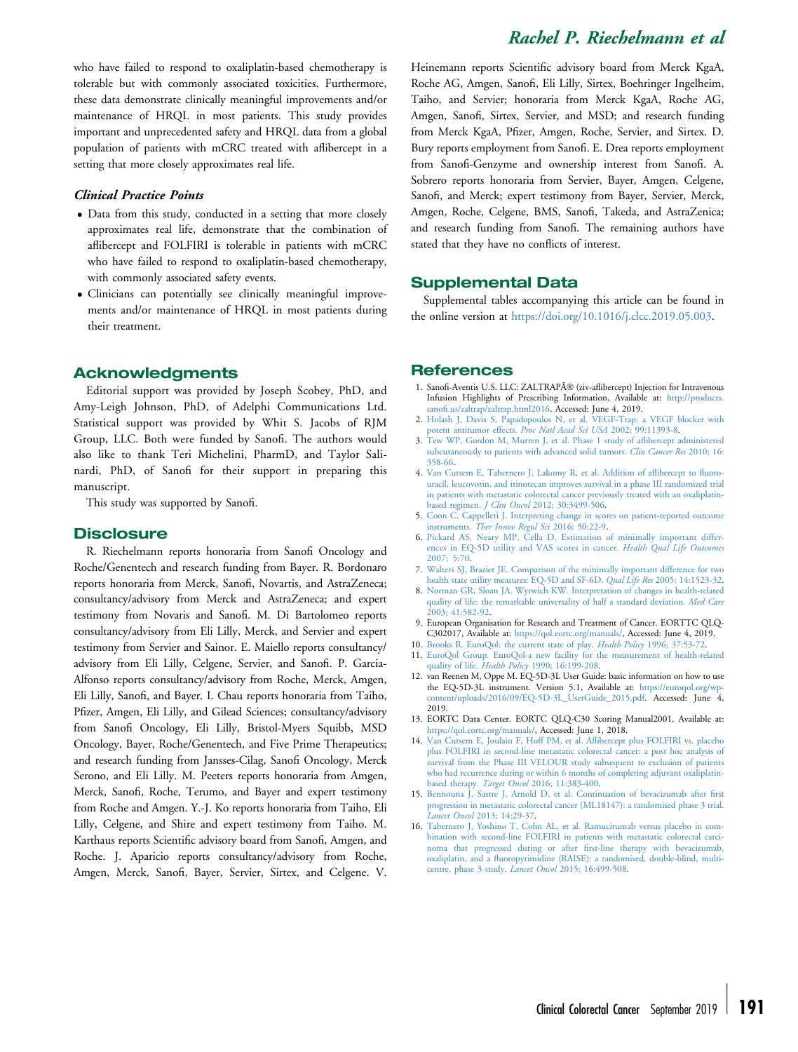who have failed to respond to oxaliplatin-based chemotherapy is tolerable but with commonly associated toxicities. Furthermore, these data demonstrate clinically meaningful improvements and/or maintenance of HRQL in most patients. This study provides important and unprecedented safety and HRQL data from a global population of patients with mCRC treated with aflibercept in a setting that more closely approximates real life.

### *Clinical Practice Points*

- Data from this study, conducted in a setting that more closely approximates real life, demonstrate that the combination of aflibercept and FOLFIRI is tolerable in patients with mCRC who have failed to respond to oxaliplatin-based chemotherapy, with commonly associated safety events.
- Clinicians can potentially see clinically meaningful improvements and/or maintenance of HRQL in most patients during their treatment.

## Acknowledgments

Editorial support was provided by Joseph Scobey, PhD, and Amy-Leigh Johnson, PhD, of Adelphi Communications Ltd. Statistical support was provided by Whit S. Jacobs of RJM Group, LLC. Both were funded by Sanofi. The authors would also like to thank Teri Michelini, PharmD, and Taylor Salinardi, PhD, of Sanofi for their support in preparing this manuscript.

This study was supported by Sanofi.

## Disclosure

R. Riechelmann reports honoraria from Sanofi Oncology and Roche/Genentech and research funding from Bayer. R. Bordonaro reports honoraria from Merck, Sanofi, Novartis, and AstraZeneca; consultancy/advisory from Merck and AstraZeneca; and expert testimony from Novaris and Sanofi. M. Di Bartolomeo reports consultancy/advisory from Eli Lilly, Merck, and Servier and expert testimony from Servier and Sainor. E. Maiello reports consultancy/advisory from Eli Lilly, Celgene, Servier, and Sanofi. P. Garcia-Alfonso reports consultancy/advisory from Roche, Merck, Amgen, Eli Lilly, Sanofi, and Bayer. I. Chau reports honoraria from Taiho, Pfizer, Amgen, Eli Lilly, and Gilead Sciences; consultancy/advisory from Sanofi Oncology, Eli Lilly, Bristol-Myers Squibb, MSD Oncology, Bayer, Roche/Genentech, and Five Prime Therapeutics; and research funding from Jansses-Cilag, Sanofi Oncology, Merck Serono, and Eli Lilly. M. Peeters reports honoraria from Amgen, Merck, Sanofi, Roche, Terumo, and Bayer and expert testimony from Roche and Amgen. Y.-J. Ko reports honoraria from Taiho, Eli Lilly, Celgene, and Shire and expert testimony from Taiho. M. Karthaus reports Scientific advisory board from Sanofi, Amgen, and Roche. J. Aparicio reports consultancy/advisory from Roche, Amgen, Merck, Sanofi, Bayer, Servier, Sirtex, and Celgene. V. Heinemann reports Scientific advisory board from Merck KgaA, Roche AG, Amgen, Sanofi, Eli Lilly, Sirtex, Boehringer Ingelheim, Taiho, and Servier; honoraria from Merck KgaA, Roche AG, Amgen, Sanofi, Sirtex, Servier, and MSD; and research funding from Merck KgaA, Pfizer, Amgen, Roche, Servier, and Sirtex. D. Bury reports employment from Sanofi. E. Drea reports employment from Sanofi-Genzyme and ownership interest from Sanofi. A. Sobrero reports honoraria from Servier, Bayer, Amgen, Celgene, Sanofi, and Merck; expert testimony from Bayer, Servier, Merck, Amgen, Roche, Celgene, BMS, Sanofi, Takeda, and AstraZenica; and research funding from Sanofi. The remaining authors have stated that they have no conflicts of interest.

## Supplemental Data

Supplemental tables accompanying this article can be found in the online version at https://doi.org/10.1016/j.clcc.2019.05.003.

## References

1. Sanofi-Aventis U.S. LLC: ZALTRAPÂ® (ziv-aflibercept) Injection for Intravenous Infusion Highlights of Prescribing Information, Available at: http://products.sanofi.us/zaltrap/zaltrap.html2016. Accessed: June 4, 2019.
2. Holash J, Davis S, Papadopoulos N, et al. VEGF-Trap: a VEGF blocker with potent antitumor effects. *Proc Natl Acad Sci USA* 2002; 99:11393-8.
3. Tew WP, Gordon M, Murren J, et al. Phase 1 study of aflibercept administered subcutaneously to patients with advanced solid tumors. *Clin Cancer Res* 2010; 16:358-66.
4. Van Cutsem E, Tabernero J, Lakomy R, et al. Addition of aflibercept to fluorouracil, leucovorin, and irinotecan improves survival in a phase III randomized trial in patients with metastatic colorectal cancer previously treated with an oxaliplatin-based regimen. *J Clin Oncol* 2012; 30:3499-506.
5. Coon C, Cappelleri J. Interpreting change in scores on patient-reported outcome instruments. *Ther Innov Regul Sci* 2016; 50:22-9.
6. Pickard AS, Neary MP, Cella D. Estimation of minimally important differences in EQ-5D utility and VAS scores in cancer. *Health Qual Life Outcomes* 2007; 5:70.
7. Walters SJ, Brazier JE. Comparison of the minimally important difference for two health state utility measures: EQ-5D and SF-6D. *Qual Life Res* 2005; 14:1523-32.
8. Norman GR, Sloan JA, Wyrwich KW. Interpretation of changes in health-related quality of life: the remarkable universality of half a standard deviation. *Med Care* 2003; 41:582-92.
9. European Organisation for Research and Treatment of Cancer. EORTTC QLQ-C302017, Available at: https://qol.eortc.org/manuals/, Accessed: June 4, 2019.
10. Brooks R. EuroQol: the current state of play. *Health Policy* 1996; 37:53-72.
11. EuroQol Group. EuroQol-a new facility for the measurement of health-related quality of life. *Health Policy* 1990; 16:199-208.
12. van Reenen M, Oppe M. EQ-5D-3L User Guide: basic information on how to use the EQ-5D-3L instrument. Version 5.1, Available at: https://euroqol.org/wp-content/uploads/2016/09/EQ-5D-3L_UserGuide_2015.pdf. Accessed: June 4, 2019.
13. EORTC Data Center. EORTC QLQ-C30 Scoring Manual2001, Available at: https://qol.eortc.org/manuals/, Accessed: June 1, 2018.
14. Van Cutsem E, Joulain F, Hoff PM, et al. Aflibercept plus FOLFIRI vs. placebo plus FOLFIRI in second-line metastatic colorectal cancer: a post hoc analysis of survival from the Phase III VELOUR study subsequent to exclusion of patients who had recurrence during or within 6 months of completing adjuvant oxaliplatin-based therapy. *Target Oncol* 2016; 11:383-400.
15. Bennouna J, Sastre J, Arnold D, et al. Continuation of bevacizumab after first progression in metastatic colorectal cancer (ML18147): a randomised phase 3 trial. *Lancet Oncol* 2013; 14:29-37.
16. Tabernero J, Yoshino T, Cohn AL, et al. Ramucirumab versus placebo in combination with second-line FOLFIRI in patients with metastatic colorectal carcinoma that progressed during or after first-line therapy with bevacizumab, oxaliplatin, and a fluoropyrimidine (RAISE): a randomised, double-blind, multicentre, phase 3 study. *Lancet Oncol* 2015; 16:499-508.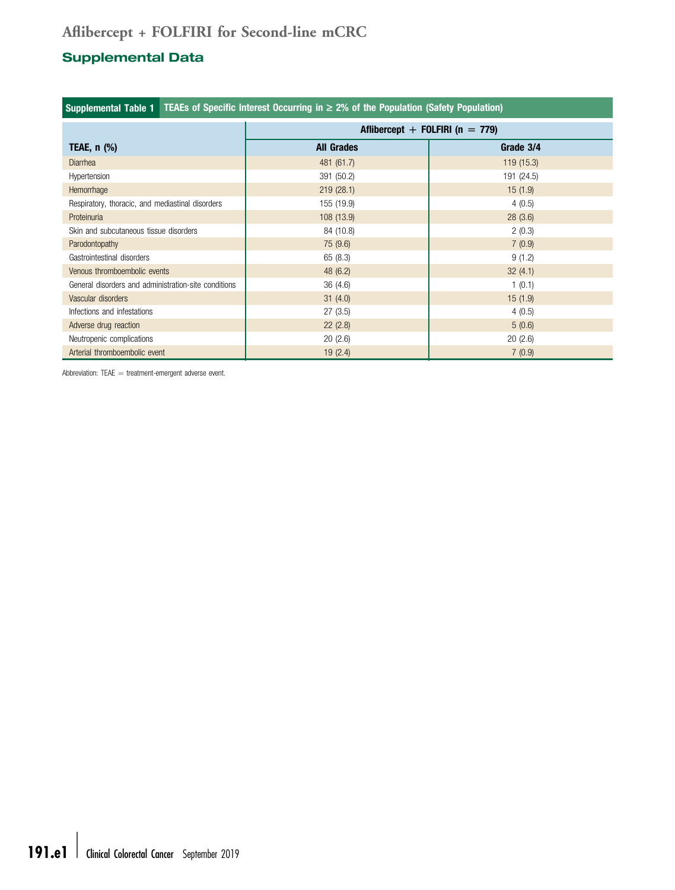## Supplemental Data

**Supplemental Table 1** TEAEs of Specific Interest Occurring in ≥ 2% of the Population (Safety Population)

| TEAE, n (%) | Aflibercept + FOLFIRI (n = 779) | |
|---|---|---|
| | All Grades | Grade 3/4 |
| Diarrhea | 481 (61.7) | 119 (15.3) |
| Hypertension | 391 (50.2) | 191 (24.5) |
| Hemorrhage | 219 (28.1) | 15 (1.9) |
| Respiratory, thoracic, and mediastinal disorders | 155 (19.9) | 4 (0.5) |
| Proteinuria | 108 (13.9) | 28 (3.6) |
| Skin and subcutaneous tissue disorders | 84 (10.8) | 2 (0.3) |
| Parodontopathy | 75 (9.6) | 7 (0.9) |
| Gastrointestinal disorders | 65 (8.3) | 9 (1.2) |
| Venous thromboembolic events | 48 (6.2) | 32 (4.1) |
| General disorders and administration-site conditions | 36 (4.6) | 1 (0.1) |
| Vascular disorders | 31 (4.0) | 15 (1.9) |
| Infections and infestations | 27 (3.5) | 4 (0.5) |
| Adverse drug reaction | 22 (2.8) | 5 (0.6) |
| Neutropenic complications | 20 (2.6) | 20 (2.6) |
| Arterial thromboembolic event | 19 (2.4) | 7 (0.9) |

Abbreviation: TEAE = treatment-emergent adverse event.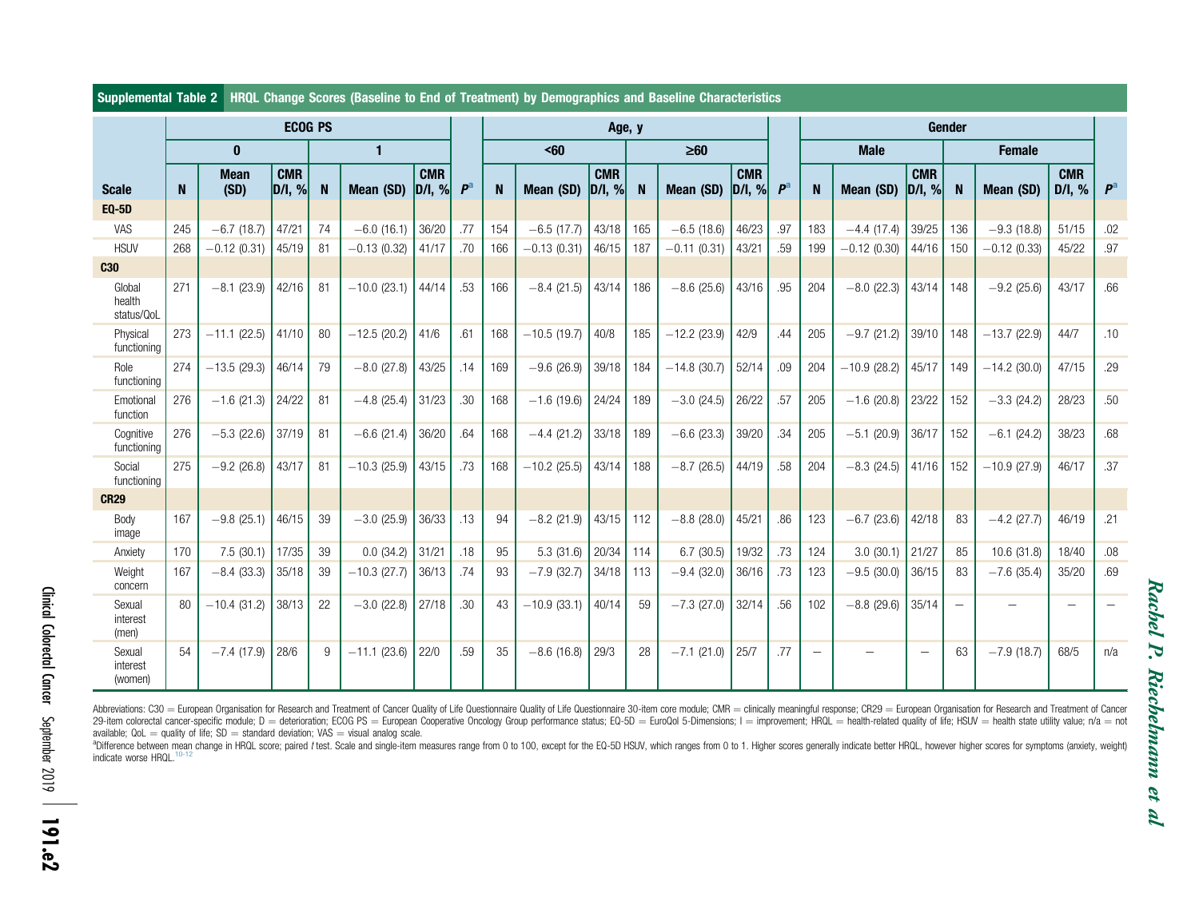**Supplemental Table 2 HRQL Change Scores (Baseline to End of Treatment) by Demographics and Baseline Characteristics**

| | ECOG PS | | | | | | | Age, y | | | | | | | Gender | | | | | | |
|---|---|---|---|---|---|---|---|---|---|---|---|---|---|---|---|---|---|---|---|---|---|
| | 0 | | | 1 | | | | <60 | | | ≥60 | | | | Male | | | Female | | | |
| Scale | N | Mean (SD) | CMR D/I, % | N | Mean (SD) | CMR D/I, % | P[a] | N | Mean (SD) | CMR D/I, % | N | Mean (SD) | CMR D/I, % | P[a] | N | Mean (SD) | CMR D/I, % | N | Mean (SD) | CMR D/I, % | P[a] |
| **EQ-5D** | | | | | | | | | | | | | | | | | | | | | |
| VAS | 245 | −6.7 (18.7) | 47/21 | 74 | −6.0 (16.1) | 36/20 | .77 | 154 | −6.5 (17.7) | 43/18 | 165 | −6.5 (18.6) | 46/23 | .97 | 183 | −4.4 (17.4) | 39/25 | 136 | −9.3 (18.8) | 51/15 | .02 |
| HSUV | 268 | −0.12 (0.31) | 45/19 | 81 | −0.13 (0.32) | 41/17 | .70 | 166 | −0.13 (0.31) | 46/15 | 187 | −0.11 (0.31) | 43/21 | .59 | 199 | −0.12 (0.30) | 44/16 | 150 | −0.12 (0.33) | 45/22 | .97 |
| **C30** | | | | | | | | | | | | | | | | | | | | | |
| Global health status/QoL | 271 | −8.1 (23.9) | 42/16 | 81 | −10.0 (23.1) | 44/14 | .53 | 166 | −8.4 (21.5) | 43/14 | 186 | −8.6 (25.6) | 43/16 | .95 | 204 | −8.0 (22.3) | 43/14 | 148 | −9.2 (25.6) | 43/17 | .66 |
| Physical functioning | 273 | −11.1 (22.5) | 41/10 | 80 | −12.5 (20.2) | 41/6 | .61 | 168 | −10.5 (19.7) | 40/8 | 185 | −12.2 (23.9) | 42/9 | .44 | 205 | −9.7 (21.2) | 39/10 | 148 | −13.7 (22.9) | 44/7 | .10 |
| Role functioning | 274 | −13.5 (29.3) | 46/14 | 79 | −8.0 (27.8) | 43/25 | .14 | 169 | −9.6 (26.9) | 39/18 | 184 | −14.8 (30.7) | 52/14 | .09 | 204 | −10.9 (28.2) | 45/17 | 149 | −14.2 (30.0) | 47/15 | .29 |
| Emotional function | 276 | −1.6 (21.3) | 24/22 | 81 | −4.8 (25.4) | 31/23 | .30 | 168 | −1.6 (19.6) | 24/24 | 189 | −3.0 (24.5) | 26/22 | .57 | 205 | −1.6 (20.8) | 23/22 | 152 | −3.3 (24.2) | 28/23 | .50 |
| Cognitive functioning | 276 | −5.3 (22.6) | 37/19 | 81 | −6.6 (21.4) | 36/20 | .64 | 168 | −4.4 (21.2) | 33/18 | 189 | −6.6 (23.3) | 39/20 | .34 | 205 | −5.1 (20.9) | 36/17 | 152 | −6.1 (24.2) | 38/23 | .68 |
| Social functioning | 275 | −9.2 (26.8) | 43/17 | 81 | −10.3 (25.9) | 43/15 | .73 | 168 | −10.2 (25.5) | 43/14 | 188 | −8.7 (26.5) | 44/19 | .58 | 204 | −8.3 (24.5) | 41/16 | 152 | −10.9 (27.9) | 46/17 | .37 |
| **CR29** | | | | | | | | | | | | | | | | | | | | | |
| Body image | 167 | −9.8 (25.1) | 46/15 | 39 | −3.0 (25.9) | 36/33 | .13 | 94 | −8.2 (21.9) | 43/15 | 112 | −8.8 (28.0) | 45/21 | .86 | 123 | −6.7 (23.6) | 42/18 | 83 | −4.2 (27.7) | 46/19 | .21 |
| Anxiety | 170 | 7.5 (30.1) | 17/35 | 39 | 0.0 (34.2) | 31/21 | .18 | 95 | 5.3 (31.6) | 20/34 | 114 | 6.7 (30.5) | 19/32 | .73 | 124 | 3.0 (30.1) | 21/27 | 85 | 10.6 (31.8) | 18/40 | .08 |
| Weight concern | 167 | −8.4 (33.3) | 35/18 | 39 | −10.3 (27.7) | 36/13 | .74 | 93 | −7.9 (32.7) | 34/18 | 113 | −9.4 (32.0) | 36/16 | .73 | 123 | −9.5 (30.0) | 36/15 | 83 | −7.6 (35.4) | 35/20 | .69 |
| Sexual interest (men) | 80 | −10.4 (31.2) | 38/13 | 22 | −3.0 (22.8) | 27/18 | .30 | 43 | −10.9 (33.1) | 40/14 | 59 | −7.3 (27.0) | 32/14 | .56 | 102 | −8.8 (29.6) | 35/14 | – | – | – | – |
| Sexual interest (women) | 54 | −7.4 (17.9) | 28/6 | 9 | −11.1 (23.6) | 22/0 | .59 | 35 | −8.6 (16.8) | 29/3 | 28 | −7.1 (21.0) | 25/7 | .77 | – | – | – | 63 | −7.9 (18.7) | 68/5 | n/a |

Abbreviations: C30 = European Organisation for Research and Treatment of Cancer Quality of Life Questionnaire Quality of Life Questionnaire 30-item core module; CMR = clinically meaningful response; CR29 = European Organisation for Research and Treatment of Cancer 29-item colorectal cancer-specific module; D = deterioration; ECOG PS = European Cooperative Oncology Group performance status; EQ-5D = EuroQol 5-Dimensions; I = improvement; HRQL = health-related quality of life; HSUV = health state utility value; n/a = not available; QoL = quality of life; SD = standard deviation; VAS = visual analog scale.

[a]Difference between mean change in HRQL score; paired *t* test. Scale and single-item measures range from 0 to 100, except for the EQ-5D HSUV, which ranges from 0 to 1. Higher scores generally indicate better HRQL, however higher scores for symptoms (anxiety, weight) indicate worse HRQL.[10-12]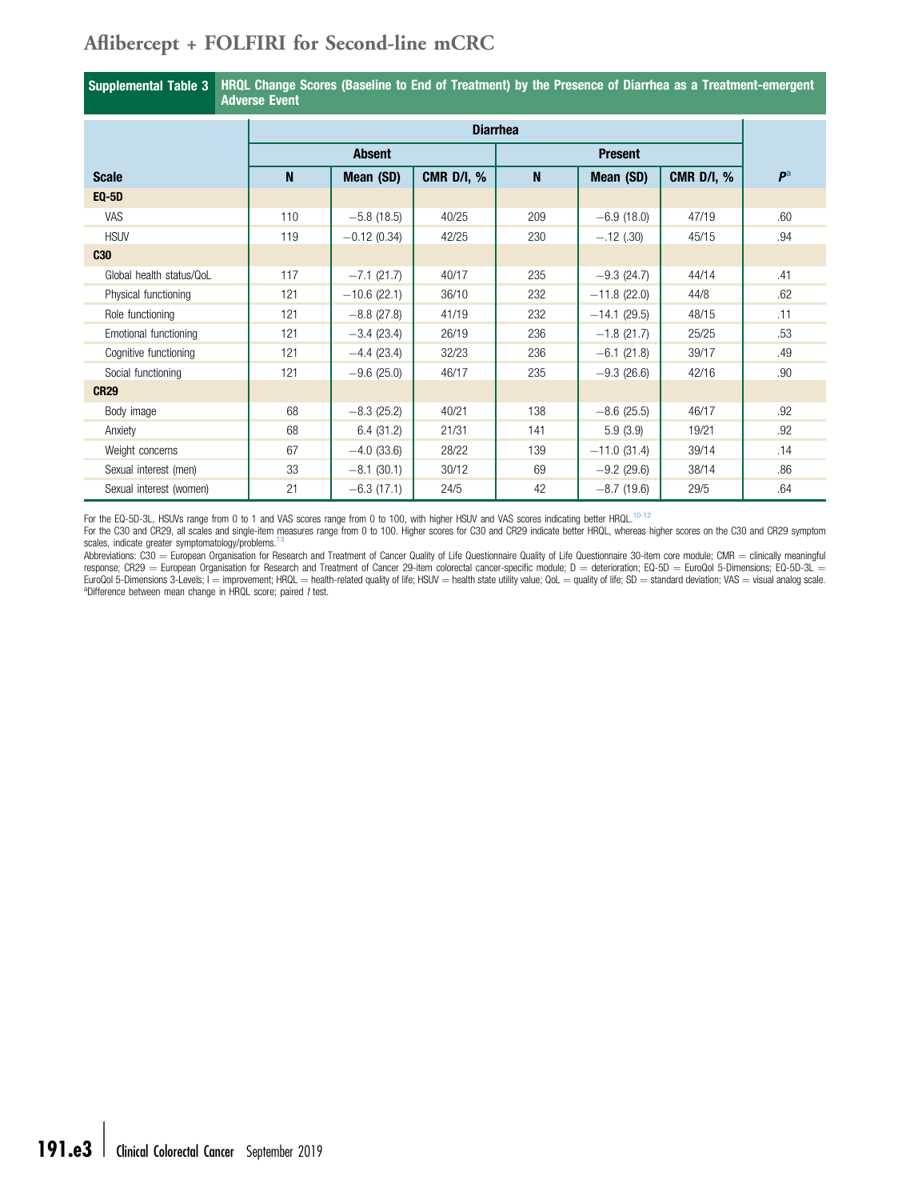**Supplemental Table 3** HRQL Change Scores (Baseline to End of Treatment) by the Presence of Diarrhea as a Treatment-emergent Adverse Event

| | Diarrhea | | | | | | |
|---|---|---|---|---|---|---|---|
| | Absent | | | Present | | | |
| Scale | N | Mean (SD) | CMR D/I, % | N | Mean (SD) | CMR D/I, % | $P$[a] |
| **EQ-5D** | | | | | | | |
| VAS | 110 | −5.8 (18.5) | 40/25 | 209 | −6.9 (18.0) | 47/19 | .60 |
| HSUV | 119 | −0.12 (0.34) | 42/25 | 230 | −.12 (.30) | 45/15 | .94 |
| **C30** | | | | | | | |
| Global health status/QoL | 117 | −7.1 (21.7) | 40/17 | 235 | −9.3 (24.7) | 44/14 | .41 |
| Physical functioning | 121 | −10.6 (22.1) | 36/10 | 232 | −11.8 (22.0) | 44/8 | .62 |
| Role functioning | 121 | −8.8 (27.8) | 41/19 | 232 | −14.1 (29.5) | 48/15 | .11 |
| Emotional functioning | 121 | −3.4 (23.4) | 26/19 | 236 | −1.8 (21.7) | 25/25 | .53 |
| Cognitive functioning | 121 | −4.4 (23.4) | 32/23 | 236 | −6.1 (21.8) | 39/17 | .49 |
| Social functioning | 121 | −9.6 (25.0) | 46/17 | 235 | −9.3 (26.6) | 42/16 | .90 |
| **CR29** | | | | | | | |
| Body image | 68 | −8.3 (25.2) | 40/21 | 138 | −8.6 (25.5) | 46/17 | .92 |
| Anxiety | 68 | 6.4 (31.2) | 21/31 | 141 | 5.9 (3.9) | 19/21 | .92 |
| Weight concerns | 67 | −4.0 (33.6) | 28/22 | 139 | −11.0 (31.4) | 39/14 | .14 |
| Sexual interest (men) | 33 | −8.1 (30.1) | 30/12 | 69 | −9.2 (29.6) | 38/14 | .86 |
| Sexual interest (women) | 21 | −6.3 (17.1) | 24/5 | 42 | −8.7 (19.6) | 29/5 | .64 |

For the EQ-5D-3L, HSUVs range from 0 to 1 and VAS scores range from 0 to 100, with higher HSUV and VAS scores indicating better HRQL.[10-12]

For the C30 and CR29, all scales and single-item measures range from 0 to 100. Higher scores for C30 and CR29 indicate better HRQL, whereas higher scores on the C30 and CR29 symptom scales, indicate greater symptomatology/problems.[13]

Abbreviations: C30 = European Organisation for Research and Treatment of Cancer Quality of Life Questionnaire Quality of Life Questionnaire 30-item core module; CMR = clinically meaningful response; CR29 = European Organisation for Research and Treatment of Cancer 29-item colorectal cancer-specific module; D = deterioration; EQ-5D = EuroQol 5-Dimensions; EQ-5D-3L = EuroQol 5-Dimensions 3-Levels; I = improvement; HRQL = health-related quality of life; HSUV = health state utility value; QoL = quality of life; SD = standard deviation; VAS = visual analog scale.

[a]Difference between mean change in HRQL score; paired *t* test.